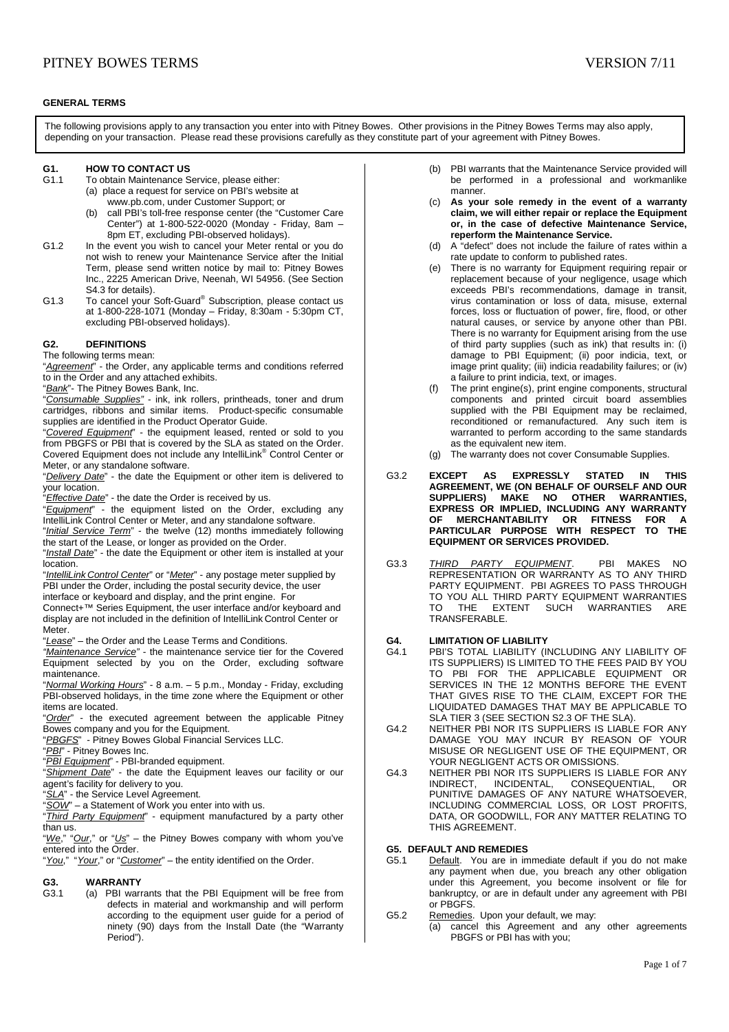## GENERAL TERMS

The following provisions apply to any transaction you enter into with Pitney Bowes. Other provisions in the Pitney Bowes Terms may also apply, depending on your transaction. Please read these provisions carefully as they constitute part of your agreement with Pitney Bowes.

### G1. HOW TO CONTACT US

G1.1 To obtain Maintenance Service, please either:
- (a) place a request for service on PBI's website at www.pb.com, under Customer Support; or
- (b) call PBI's toll-free response center (the "Customer Care Center") at 1-800-522-0020 (Monday - Friday, 8am – 8pm ET, excluding PBI-observed holidays).

G1.2 In the event you wish to cancel your Meter rental or you do not wish to renew your Maintenance Service after the Initial Term, please send written notice by mail to: Pitney Bowes Inc., 2225 American Drive, Neenah, WI 54956. (See Section S4.3 for details).

G1.3 To cancel your Soft-Guard® Subscription, please contact us at 1-800-228-1071 (Monday – Friday, 8:30am - 5:30pm CT, excluding PBI-observed holidays).

### G2. DEFINITIONS

The following terms mean:

"*Agreement*" - the Order, any applicable terms and conditions referred to in the Order and any attached exhibits.

"*Bank*"- The Pitney Bowes Bank, Inc.

"*Consumable Supplies*" - ink, ink rollers, printheads, toner and drum cartridges, ribbons and similar items. Product-specific consumable supplies are identified in the Product Operator Guide.

"*Covered Equipment*" - the equipment leased, rented or sold to you from PBGFS or PBI that is covered by the SLA as stated on the Order. Covered Equipment does not include any IntelliLink® Control Center or Meter, or any standalone software.

"*Delivery Date*" - the date the Equipment or other item is delivered to your location.

"*Effective Date*" - the date the Order is received by us.

"*Equipment*" - the equipment listed on the Order, excluding any IntelliLink Control Center or Meter, and any standalone software.

"*Initial Service Term*" - the twelve (12) months immediately following the start of the Lease, or longer as provided on the Order.

"*Install Date*" - the date the Equipment or other item is installed at your location.

"*IntelliLink Control Center*" or "*Meter*" - any postage meter supplied by PBI under the Order, including the postal security device, the user interface or keyboard and display, and the print engine. For Connect+™ Series Equipment, the user interface and/or keyboard and display are not included in the definition of IntelliLink Control Center or Meter.

"*Lease*" – the Order and the Lease Terms and Conditions.

"*Maintenance Service*" - the maintenance service tier for the Covered Equipment selected by you on the Order, excluding software maintenance.

"*Normal Working Hours*" - 8 a.m. – 5 p.m., Monday - Friday, excluding PBI-observed holidays, in the time zone where the Equipment or other items are located.

"*Order*" - the executed agreement between the applicable Pitney Bowes company and you for the Equipment.

"*PBGFS*" - Pitney Bowes Global Financial Services LLC.

"*PBI*" - Pitney Bowes Inc.

"*PBI Equipment*" - PBI-branded equipment.

"*Shipment Date*" - the date the Equipment leaves our facility or our agent's facility for delivery to you.

"*SLA*" - the Service Level Agreement.

"*SOW*" – a Statement of Work you enter into with us.

"*Third Party Equipment*" - equipment manufactured by a party other than us.

"*We*," "*Our*," or "*Us*" – the Pitney Bowes company with whom you've entered into the Order.

"*You*," "*Your*," or "*Customer*" – the entity identified on the Order.

### G3. WARRANTY

G3.1
- (a) PBI warrants that the PBI Equipment will be free from defects in material and workmanship and will perform according to the equipment user guide for a period of ninety (90) days from the Install Date (the "Warranty Period").
- (b) PBI warrants that the Maintenance Service provided will be performed in a professional and workmanlike manner.
- (c) **As your sole remedy in the event of a warranty claim, we will either repair or replace the Equipment or, in the case of defective Maintenance Service, reperform the Maintenance Service.**
- (d) A "defect" does not include the failure of rates within a rate update to conform to published rates.
- (e) There is no warranty for Equipment requiring repair or replacement because of your negligence, usage which exceeds PBI's recommendations, damage in transit, virus contamination or loss of data, misuse, external forces, loss or fluctuation of power, fire, flood, or other natural causes, or service by anyone other than PBI. There is no warranty for Equipment arising from the use of third party supplies (such as ink) that results in: (i) damage to PBI Equipment; (ii) poor indicia, text, or image print quality; (iii) indicia readability failures; or (iv) a failure to print indicia, text, or images.
- (f) The print engine(s), print engine components, structural components and printed circuit board assemblies supplied with the PBI Equipment may be reclaimed, reconditioned or remanufactured. Any such item is warranted to perform according to the same standards as the equivalent new item.
- (g) The warranty does not cover Consumable Supplies.

G3.2 **EXCEPT AS EXPRESSLY STATED IN THIS AGREEMENT, WE (ON BEHALF OF OURSELF AND OUR SUPPLIERS) MAKE NO OTHER WARRANTIES, EXPRESS OR IMPLIED, INCLUDING ANY WARRANTY OF MERCHANTABILITY OR FITNESS FOR A PARTICULAR PURPOSE WITH RESPECT TO THE EQUIPMENT OR SERVICES PROVIDED.**

G3.3 *THIRD PARTY EQUIPMENT*. PBI MAKES NO REPRESENTATION OR WARRANTY AS TO ANY THIRD PARTY EQUIPMENT. PBI AGREES TO PASS THROUGH TO YOU ALL THIRD PARTY EQUIPMENT WARRANTIES TO THE EXTENT SUCH WARRANTIES ARE TRANSFERABLE.

### G4. LIMITATION OF LIABILITY

G4.1 PBI'S TOTAL LIABILITY (INCLUDING ANY LIABILITY OF ITS SUPPLIERS) IS LIMITED TO THE FEES PAID BY YOU TO PBI FOR THE APPLICABLE EQUIPMENT OR SERVICES IN THE 12 MONTHS BEFORE THE EVENT THAT GIVES RISE TO THE CLAIM, EXCEPT FOR THE LIQUIDATED DAMAGES THAT MAY BE APPLICABLE TO SLA TIER 3 (SEE SECTION S2.3 OF THE SLA).

G4.2 NEITHER PBI NOR ITS SUPPLIERS IS LIABLE FOR ANY DAMAGE YOU MAY INCUR BY REASON OF YOUR MISUSE OR NEGLIGENT USE OF THE EQUIPMENT, OR YOUR NEGLIGENT ACTS OR OMISSIONS.

G4.3 NEITHER PBI NOR ITS SUPPLIERS IS LIABLE FOR ANY INDIRECT, INCIDENTAL, CONSEQUENTIAL, OR PUNITIVE DAMAGES OF ANY NATURE WHATSOEVER, INCLUDING COMMERCIAL LOSS, OR LOST PROFITS, DATA, OR GOODWILL, FOR ANY MATTER RELATING TO THIS AGREEMENT.

### G5. DEFAULT AND REMEDIES

G5.1 Default. You are in immediate default if you do not make any payment when due, you breach any other obligation under this Agreement, you become insolvent or file for bankruptcy, or are in default under any agreement with PBI or PBGFS.

G5.2 Remedies. Upon your default, we may:
- (a) cancel this Agreement and any other agreements PBGFS or PBI has with you;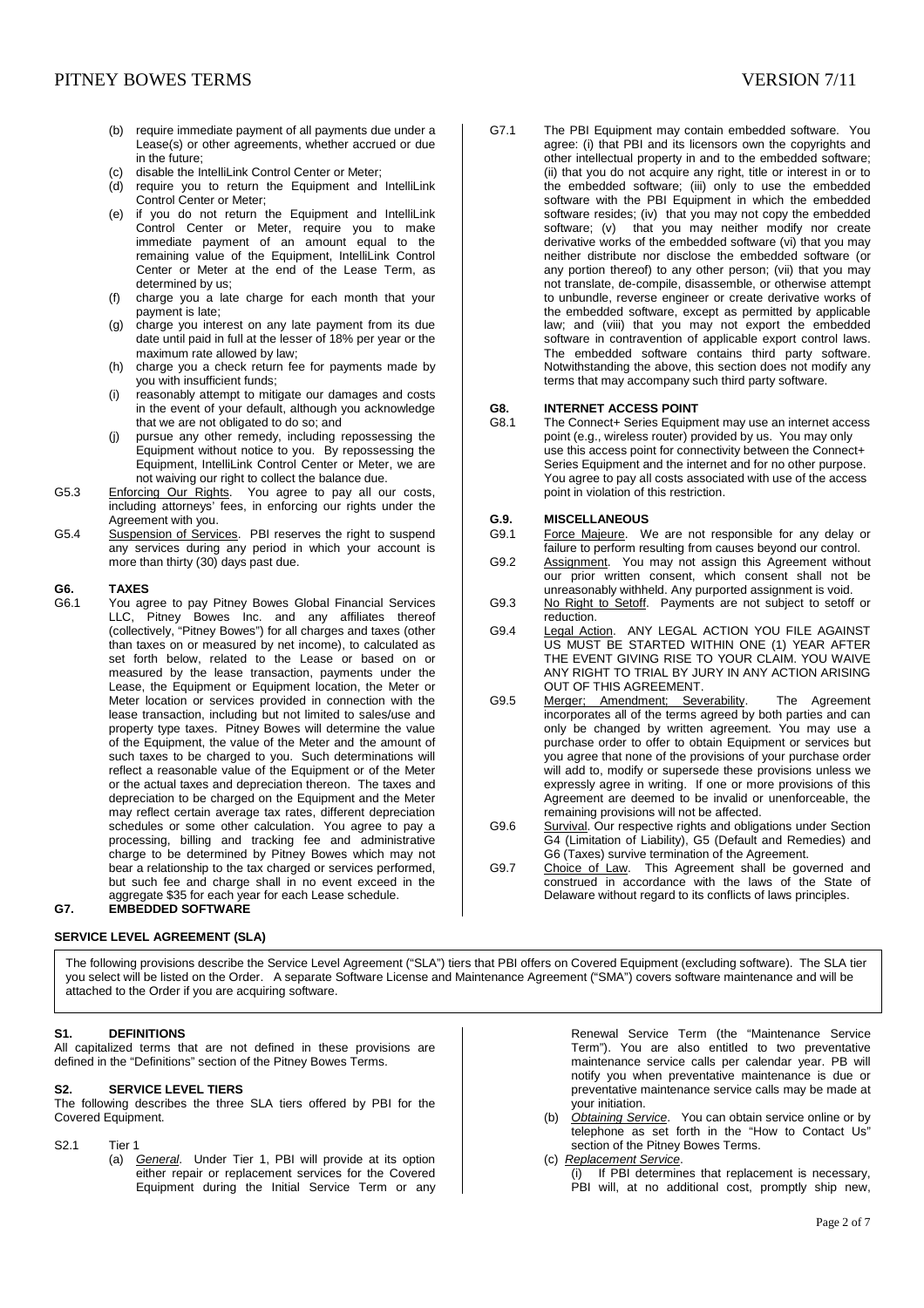(b) require immediate payment of all payments due under a Lease(s) or other agreements, whether accrued or due in the future;
(c) disable the IntelliLink Control Center or Meter;
(d) require you to return the Equipment and IntelliLink Control Center or Meter;
(e) if you do not return the Equipment and IntelliLink Control Center or Meter, require you to make immediate payment of an amount equal to the remaining value of the Equipment, IntelliLink Control Center or Meter at the end of the Lease Term, as determined by us;
(f) charge you a late charge for each month that your payment is late;
(g) charge you interest on any late payment from its due date until paid in full at the lesser of 18% per year or the maximum rate allowed by law;
(h) charge you a check return fee for payments made by you with insufficient funds;
(i) reasonably attempt to mitigate our damages and costs in the event of your default, although you acknowledge that we are not obligated to do so; and
(j) pursue any other remedy, including repossessing the Equipment without notice to you. By repossessing the Equipment, IntelliLink Control Center or Meter, we are not waiving our right to collect the balance due.

G5.3 Enforcing Our Rights. You agree to pay all our costs, including attorneys' fees, in enforcing our rights under the Agreement with you.

G5.4 Suspension of Services. PBI reserves the right to suspend any services during any period in which your account is more than thirty (30) days past due.

## G6. TAXES

G6.1 You agree to pay Pitney Bowes Global Financial Services LLC, Pitney Bowes Inc. and any affiliates thereof (collectively, "Pitney Bowes") for all charges and taxes (other than taxes on or measured by net income), to calculated as set forth below, related to the Lease or based on or measured by the lease transaction, payments under the Lease, the Equipment or Equipment location, the Meter or Meter location or services provided in connection with the lease transaction, including but not limited to sales/use and property type taxes. Pitney Bowes will determine the value of the Equipment, the value of the Meter and the amount of such taxes to be charged to you. Such determinations will reflect a reasonable value of the Equipment or of the Meter or the actual taxes and depreciation thereon. The taxes and depreciation to be charged on the Equipment and the Meter may reflect certain average tax rates, different depreciation schedules or some other calculation. You agree to pay a processing, billing and tracking fee and administrative charge to be determined by Pitney Bowes which may not bear a relationship to the tax charged or services performed, but such fee and charge shall in no event exceed in the aggregate $35 for each year for each Lease schedule.

## G7. EMBEDDED SOFTWARE

G7.1 The PBI Equipment may contain embedded software. You agree: (i) that PBI and its licensors own the copyrights and other intellectual property in and to the embedded software; (ii) that you do not acquire any right, title or interest in or to the embedded software; (iii) only to use the embedded software with the PBI Equipment in which the embedded software resides; (iv) that you may not copy the embedded software; (v) that you may neither modify nor create derivative works of the embedded software (vi) that you may neither distribute nor disclose the embedded software (or any portion thereof) to any other person; (vii) that you may not translate, de-compile, disassemble, or otherwise attempt to unbundle, reverse engineer or create derivative works of the embedded software, except as permitted by applicable law; and (viii) that you may not export the embedded software in contravention of applicable export control laws. The embedded software contains third party software. Notwithstanding the above, this section does not modify any terms that may accompany such third party software.

## G8. INTERNET ACCESS POINT

G8.1 The Connect+ Series Equipment may use an internet access point (e.g., wireless router) provided by us. You may only use this access point for connectivity between the Connect+ Series Equipment and the internet and for no other purpose. You agree to pay all costs associated with use of the access point in violation of this restriction.

## G.9. MISCELLANEOUS

G9.1 Force Majeure. We are not responsible for any delay or failure to perform resulting from causes beyond our control.

G9.2 Assignment. You may not assign this Agreement without our prior written consent, which consent shall not be unreasonably withheld. Any purported assignment is void.

G9.3 No Right to Setoff. Payments are not subject to setoff or reduction.

G9.4 Legal Action. ANY LEGAL ACTION YOU FILE AGAINST US MUST BE STARTED WITHIN ONE (1) YEAR AFTER THE EVENT GIVING RISE TO YOUR CLAIM. YOU WAIVE ANY RIGHT TO TRIAL BY JURY IN ANY ACTION ARISING OUT OF THIS AGREEMENT.

G9.5 Merger; Amendment; Severability. The Agreement incorporates all of the terms agreed by both parties and can only be changed by written agreement. You may use a purchase order to offer to obtain Equipment or services but you agree that none of the provisions of your purchase order will add to, modify or supersede these provisions unless we expressly agree in writing. If one or more provisions of this Agreement are deemed to be invalid or unenforceable, the remaining provisions will not be affected.

G9.6 Survival. Our respective rights and obligations under Section G4 (Limitation of Liability), G5 (Default and Remedies) and G6 (Taxes) survive termination of the Agreement.

G9.7 Choice of Law. This Agreement shall be governed and construed in accordance with the laws of the State of Delaware without regard to its conflicts of laws principles.

# SERVICE LEVEL AGREEMENT (SLA)

The following provisions describe the Service Level Agreement ("SLA") tiers that PBI offers on Covered Equipment (excluding software). The SLA tier you select will be listed on the Order. A separate Software License and Maintenance Agreement ("SMA") covers software maintenance and will be attached to the Order if you are acquiring software.

## S1. DEFINITIONS

All capitalized terms that are not defined in these provisions are defined in the "Definitions" section of the Pitney Bowes Terms.

## S2. SERVICE LEVEL TIERS

The following describes the three SLA tiers offered by PBI for the Covered Equipment.

S2.1 Tier 1

(a) *General*. Under Tier 1, PBI will provide at its option either repair or replacement services for the Covered Equipment during the Initial Service Term or any Renewal Service Term (the "Maintenance Service Term"). You are also entitled to two preventative maintenance service calls per calendar year. PB will notify you when preventative maintenance is due or preventative maintenance service calls may be made at your initiation.

(b) *Obtaining Service*. You can obtain service online or by telephone as set forth in the "How to Contact Us" section of the Pitney Bowes Terms.

(c) *Replacement Service*.

(i) If PBI determines that replacement is necessary, PBI will, at no additional cost, promptly ship new,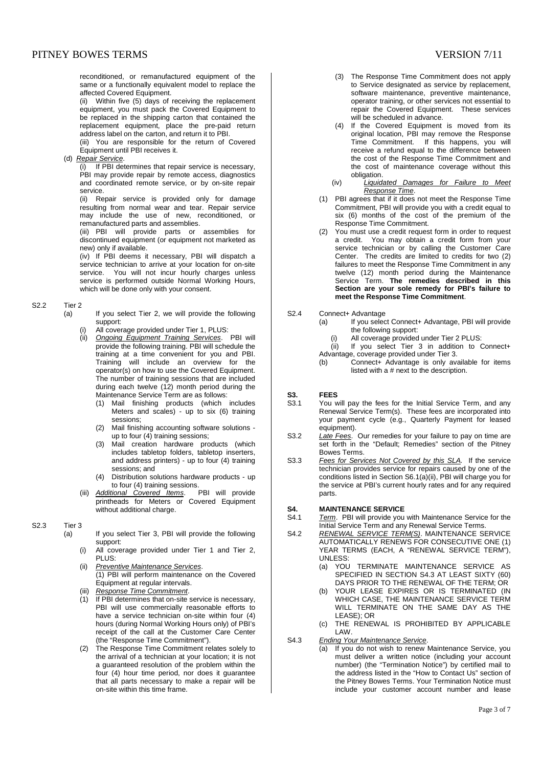reconditioned, or remanufactured equipment of the same or a functionally equivalent model to replace the affected Covered Equipment.

(ii) Within five (5) days of receiving the replacement equipment, you must pack the Covered Equipment to be replaced in the shipping carton that contained the replacement equipment, place the pre-paid return address label on the carton, and return it to PBI.

(iii) You are responsible for the return of Covered Equipment until PBI receives it.

(d) *Repair Service*.

(i) If PBI determines that repair service is necessary, PBI may provide repair by remote access, diagnostics and coordinated remote service, or by on-site repair service.

(ii) Repair service is provided only for damage resulting from normal wear and tear. Repair service may include the use of new, reconditioned, or remanufactured parts and assemblies.

(iii) PBI will provide parts or assemblies for discontinued equipment (or equipment not marketed as new) only if available.

(iv) If PBI deems it necessary, PBI will dispatch a service technician to arrive at your location for on-site service. You will not incur hourly charges unless service is performed outside Normal Working Hours, which will be done only with your consent.

S2.2 Tier 2

(a) If you select Tier 2, we will provide the following support:

(i) All coverage provided under Tier 1, PLUS:

(ii) *Ongoing Equipment Training Services*. PBI will provide the following training. PBI will schedule the training at a time convenient for you and PBI. Training will include an overview for the operator(s) on how to use the Covered Equipment. The number of training sessions that are included during each twelve (12) month period during the Maintenance Service Term are as follows:

(1) Mail finishing products (which includes Meters and scales) - up to six (6) training sessions;

(2) Mail finishing accounting software solutions - up to four (4) training sessions;

(3) Mail creation hardware products (which includes tabletop folders, tabletop inserters, and address printers) - up to four (4) training sessions; and

(4) Distribution solutions hardware products - up to four (4) training sessions.

(iii) *Additional Covered Items*. PBI will provide printheads for Meters or Covered Equipment without additional charge.

S2.3 Tier 3

(a) If you select Tier 3, PBI will provide the following support:

(i) All coverage provided under Tier 1 and Tier 2, PLUS:

(ii) *Preventive Maintenance Services*.

(1) PBI will perform maintenance on the Covered Equipment at regular intervals.

(iii) *Response Time Commitment*.

(1) If PBI determines that on-site service is necessary, PBI will use commercially reasonable efforts to have a service technician on-site within four (4) hours (during Normal Working Hours only) of PBI's receipt of the call at the Customer Care Center (the "Response Time Commitment").

(2) The Response Time Commitment relates solely to the arrival of a technician at your location; it is not a guaranteed resolution of the problem within the four (4) hour time period, nor does it guarantee that all parts necessary to make a repair will be on-site within this time frame.

(3) The Response Time Commitment does not apply to Service designated as service by replacement, software maintenance, preventive maintenance, operator training, or other services not essential to repair the Covered Equipment. These services will be scheduled in advance.

(4) If the Covered Equipment is moved from its original location, PBI may remove the Response Time Commitment. If this happens, you will receive a refund equal to the difference between the cost of the Response Time Commitment and the cost of maintenance coverage without this obligation.

(iv) *Liquidated Damages for Failure to Meet Response Time*.

(1) PBI agrees that if it does not meet the Response Time Commitment, PBI will provide you with a credit equal to six (6) months of the cost of the premium of the Response Time Commitment.

(2) You must use a credit request form in order to request a credit. You may obtain a credit form from your service technician or by calling the Customer Care Center. The credits are limited to credits for two (2) failures to meet the Response Time Commitment in any twelve (12) month period during the Maintenance Service Term. **The remedies described in this Section are your sole remedy for PBI's failure to meet the Response Time Commitment**.

S2.4 Connect+ Advantage

(a) If you select Connect+ Advantage, PBI will provide the following support:

(i) All coverage provided under Tier 2 PLUS:

(ii) If you select Tier 3 in addition to Connect+ Advantage, coverage provided under Tier 3.

(b) Connect+ Advantage is only available for items listed with a # next to the description.

## S3. FEES

S3.1 You will pay the fees for the Initial Service Term, and any Renewal Service Term(s). These fees are incorporated into your payment cycle (e.g., Quarterly Payment for leased equipment).

S3.2 *Late Fees*. Our remedies for your failure to pay on time are set forth in the "Default; Remedies" section of the Pitney Bowes Terms.

S3.3 *Fees for Services Not Covered by this SLA*. If the service technician provides service for repairs caused by one of the conditions listed in Section S6.1(a)(ii), PBI will charge you for the service at PBI's current hourly rates and for any required parts.

## S4. MAINTENANCE SERVICE

S4.1 *Term*. PBI will provide you with Maintenance Service for the Initial Service Term and any Renewal Service Terms.

S4.2 *RENEWAL SERVICE TERM(S)*. MAINTENANCE SERVICE AUTOMATICALLY RENEWS FOR CONSECUTIVE ONE (1) YEAR TERMS (EACH, A "RENEWAL SERVICE TERM"), UNLESS:

(a) YOU TERMINATE MAINTENANCE SERVICE AS SPECIFIED IN SECTION S4.3 AT LEAST SIXTY (60) DAYS PRIOR TO THE RENEWAL OF THE TERM; OR

(b) YOUR LEASE EXPIRES OR IS TERMINATED (IN WHICH CASE, THE MAINTENANCE SERVICE TERM WILL TERMINATE ON THE SAME DAY AS THE LEASE); OR

(c) THE RENEWAL IS PROHIBITED BY APPLICABLE LAW.

S4.3 *Ending Your Maintenance Service*.

(a) If you do not wish to renew Maintenance Service, you must deliver a written notice (including your account number) (the "Termination Notice") by certified mail to the address listed in the "How to Contact Us" section of the Pitney Bowes Terms. Your Termination Notice must include your customer account number and lease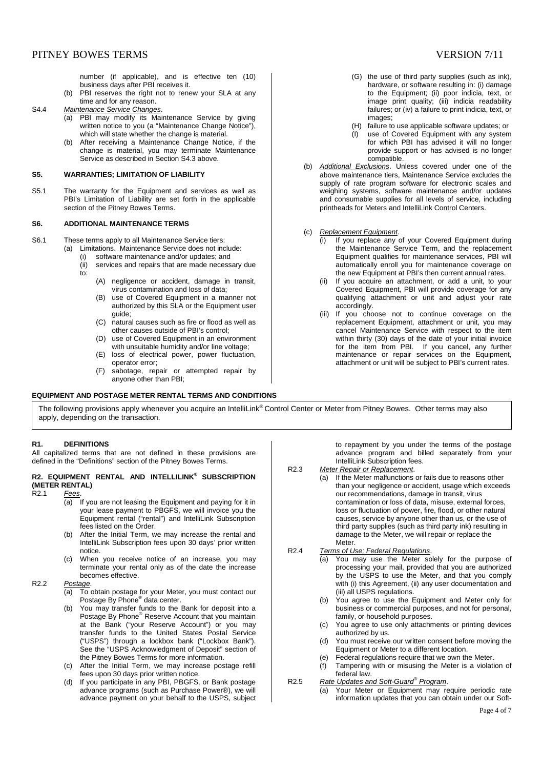number (if applicable), and is effective ten (10) business days after PBI receives it.

(b) PBI reserves the right not to renew your SLA at any time and for any reason.

S4.4 *Maintenance Service Changes*.

(a) PBI may modify its Maintenance Service by giving written notice to you (a "Maintenance Change Notice"), which will state whether the change is material.

(b) After receiving a Maintenance Change Notice, if the change is material, you may terminate Maintenance Service as described in Section S4.3 above.

### S5. WARRANTIES; LIMITATION OF LIABILITY

S5.1 The warranty for the Equipment and services as well as PBI's Limitation of Liability are set forth in the applicable section of the Pitney Bowes Terms.

### S6. ADDITIONAL MAINTENANCE TERMS

S6.1 These terms apply to all Maintenance Service tiers:

(a) Limitations. Maintenance Service does not include:

(i) software maintenance and/or updates; and

(ii) services and repairs that are made necessary due to:

(A) negligence or accident, damage in transit, virus contamination and loss of data;

(B) use of Covered Equipment in a manner not authorized by this SLA or the Equipment user guide;

(C) natural causes such as fire or flood as well as other causes outside of PBI's control;

(D) use of Covered Equipment in an environment with unsuitable humidity and/or line voltage;

(E) loss of electrical power, power fluctuation, operator error;

(F) sabotage, repair or attempted repair by anyone other than PBI;

(G) the use of third party supplies (such as ink), hardware, or software resulting in: (i) damage to the Equipment; (ii) poor indicia, text, or image print quality; (iii) indicia readability failures; or (iv) a failure to print indicia, text, or images;

(H) failure to use applicable software updates; or

(I) use of Covered Equipment with any system for which PBI has advised it will no longer provide support or has advised is no longer compatible.

(b) *Additional Exclusions*. Unless covered under one of the above maintenance tiers, Maintenance Service excludes the supply of rate program software for electronic scales and weighing systems, software maintenance and/or updates and consumable supplies for all levels of service, including printheads for Meters and IntelliLink Control Centers.

(c) *Replacement Equipment*.

(i) If you replace any of your Covered Equipment during the Maintenance Service Term, and the replacement Equipment qualifies for maintenance services, PBI will automatically enroll you for maintenance coverage on the new Equipment at PBI's then current annual rates.

(ii) If you acquire an attachment, or add a unit, to your Covered Equipment, PBI will provide coverage for any qualifying attachment or unit and adjust your rate accordingly.

(iii) If you choose not to continue coverage on the replacement Equipment, attachment or unit, you may cancel Maintenance Service with respect to the item within thirty (30) days of the date of your initial invoice for the item from PBI. If you cancel, any further maintenance or repair services on the Equipment, attachment or unit will be subject to PBI's current rates.

## EQUIPMENT AND POSTAGE METER RENTAL TERMS AND CONDITIONS

The following provisions apply whenever you acquire an IntelliLink® Control Center or Meter from Pitney Bowes. Other terms may also apply, depending on the transaction.

### R1. DEFINITIONS

All capitalized terms that are not defined in these provisions are defined in the "Definitions" section of the Pitney Bowes Terms.

### R2. EQUIPMENT RENTAL AND INTELLILINK® SUBSCRIPTION (METER RENTAL)

R2.1 *Fees*.

(a) If you are not leasing the Equipment and paying for it in your lease payment to PBGFS, we will invoice you the Equipment rental ("rental") and IntelliLink Subscription fees listed on the Order.

(b) After the Initial Term, we may increase the rental and IntelliLink Subscription fees upon 30 days' prior written notice.

(c) When you receive notice of an increase, you may terminate your rental only as of the date the increase becomes effective.

R2.2 *Postage*.

(a) To obtain postage for your Meter, you must contact our Postage By Phone® data center.

(b) You may transfer funds to the Bank for deposit into a Postage By Phone® Reserve Account that you maintain at the Bank ("your Reserve Account") or you may transfer funds to the United States Postal Service ("USPS") through a lockbox bank ("Lockbox Bank"). See the "USPS Acknowledgment of Deposit" section of the Pitney Bowes Terms for more information.

(c) After the Initial Term, we may increase postage refill fees upon 30 days prior written notice.

(d) If you participate in any PBI, PBGFS, or Bank postage advance programs (such as Purchase Power®), we will advance payment on your behalf to the USPS, subject to repayment by you under the terms of the postage advance program and billed separately from your IntelliLink Subscription fees.

R2.3 *Meter Repair or Replacement*.

(a) If the Meter malfunctions or fails due to reasons other than your negligence or accident, usage which exceeds our recommendations, damage in transit, virus contamination or loss of data, misuse, external forces, loss or fluctuation of power, fire, flood, or other natural causes, service by anyone other than us, or the use of third party supplies (such as third party ink) resulting in damage to the Meter, we will repair or replace the Meter.

R2.4 *Terms of Use; Federal Regulations*.

(a) You may use the Meter solely for the purpose of processing your mail, provided that you are authorized by the USPS to use the Meter, and that you comply with (i) this Agreement, (ii) any user documentation and (iii) all USPS regulations.

(b) You agree to use the Equipment and Meter only for business or commercial purposes, and not for personal, family, or household purposes.

(c) You agree to use only attachments or printing devices authorized by us.

(d) You must receive our written consent before moving the Equipment or Meter to a different location.

(e) Federal regulations require that we own the Meter.

(f) Tampering with or misusing the Meter is a violation of federal law.

R2.5 *Rate Updates and Soft-Guard® Program*.

(a) Your Meter or Equipment may require periodic rate information updates that you can obtain under our Soft-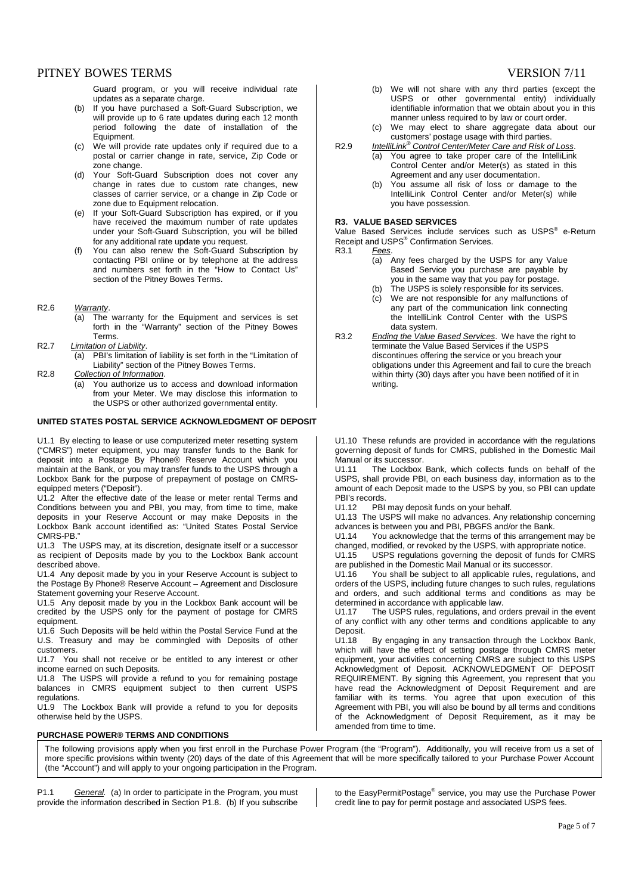Guard program, or you will receive individual rate updates as a separate charge.

(b) If you have purchased a Soft-Guard Subscription, we will provide up to 6 rate updates during each 12 month period following the date of installation of the Equipment.

(c) We will provide rate updates only if required due to a postal or carrier change in rate, service, Zip Code or zone change.

(d) Your Soft-Guard Subscription does not cover any change in rates due to custom rate changes, new classes of carrier service, or a change in Zip Code or zone due to Equipment relocation.

(e) If your Soft-Guard Subscription has expired, or if you have received the maximum number of rate updates under your Soft-Guard Subscription, you will be billed for any additional rate update you request.

(f) You can also renew the Soft-Guard Subscription by contacting PBI online or by telephone at the address and numbers set forth in the "How to Contact Us" section of the Pitney Bowes Terms.

R2.6 *Warranty*.

(a) The warranty for the Equipment and services is set forth in the "Warranty" section of the Pitney Bowes Terms.

R2.7 *Limitation of Liability*.

(a) PBI's limitation of liability is set forth in the "Limitation of Liability" section of the Pitney Bowes Terms.

R2.8 *Collection of Information*.

(a) You authorize us to access and download information from your Meter. We may disclose this information to the USPS or other authorized governmental entity.

(b) We will not share with any third parties (except the USPS or other governmental entity) individually identifiable information that we obtain about you in this manner unless required to by law or court order.

(c) We may elect to share aggregate data about our customers' postage usage with third parties.

R2.9 *IntelliLink® Control Center/Meter Care and Risk of Loss*.

(a) You agree to take proper care of the IntelliLink Control Center and/or Meter(s) as stated in this Agreement and any user documentation.

(b) You assume all risk of loss or damage to the IntelliLink Control Center and/or Meter(s) while you have possession.

### R3. VALUE BASED SERVICES

Value Based Services include services such as USPS® e-Return Receipt and USPS® Confirmation Services.

R3.1 *Fees*.

(a) Any fees charged by the USPS for any Value Based Service you purchase are payable by you in the same way that you pay for postage.

(b) The USPS is solely responsible for its services.

(c) We are not responsible for any malfunctions of any part of the communication link connecting the IntelliLink Control Center with the USPS data system.

R3.2 *Ending the Value Based Services*. We have the right to terminate the Value Based Services if the USPS discontinues offering the service or you breach your obligations under this Agreement and fail to cure the breach within thirty (30) days after you have been notified of it in writing.

## UNITED STATES POSTAL SERVICE ACKNOWLEDGMENT OF DEPOSIT

U1.1 By electing to lease or use computerized meter resetting system ("CMRS") meter equipment, you may transfer funds to the Bank for deposit into a Postage By Phone® Reserve Account which you maintain at the Bank, or you may transfer funds to the USPS through a Lockbox Bank for the purpose of prepayment of postage on CMRS-equipped meters ("Deposit").

U1.2 After the effective date of the lease or meter rental Terms and Conditions between you and PBI, you may, from time to time, make deposits in your Reserve Account or may make Deposits in the Lockbox Bank account identified as: "United States Postal Service CMRS-PB."

U1.3 The USPS may, at its discretion, designate itself or a successor as recipient of Deposits made by you to the Lockbox Bank account described above.

U1.4 Any deposit made by you in your Reserve Account is subject to the Postage By Phone® Reserve Account – Agreement and Disclosure Statement governing your Reserve Account.

U1.5 Any deposit made by you in the Lockbox Bank account will be credited by the USPS only for the payment of postage for CMRS equipment.

U1.6 Such Deposits will be held within the Postal Service Fund at the U.S. Treasury and may be commingled with Deposits of other customers.

U1.7 You shall not receive or be entitled to any interest or other income earned on such Deposits.

U1.8 The USPS will provide a refund to you for remaining postage balances in CMRS equipment subject to then current USPS regulations.

U1.9 The Lockbox Bank will provide a refund to you for deposits otherwise held by the USPS.

U1.10 These refunds are provided in accordance with the regulations governing deposit of funds for CMRS, published in the Domestic Mail Manual or its successor.

U1.11 The Lockbox Bank, which collects funds on behalf of the USPS, shall provide PBI, on each business day, information as to the amount of each Deposit made to the USPS by you, so PBI can update PBI's records.

U1.12 PBI may deposit funds on your behalf.

U1.13 The USPS will make no advances. Any relationship concerning advances is between you and PBI, PBGFS and/or the Bank.

U1.14 You acknowledge that the terms of this arrangement may be changed, modified, or revoked by the USPS, with appropriate notice.

U1.15 USPS regulations governing the deposit of funds for CMRS are published in the Domestic Mail Manual or its successor.

U1.16 You shall be subject to all applicable rules, regulations, and orders of the USPS, including future changes to such rules, regulations and orders, and such additional terms and conditions as may be determined in accordance with applicable law.

U1.17 The USPS rules, regulations, and orders prevail in the event of any conflict with any other terms and conditions applicable to any Deposit.

U1.18 By engaging in any transaction through the Lockbox Bank, which will have the effect of setting postage through CMRS meter equipment, your activities concerning CMRS are subject to this USPS Acknowledgment of Deposit. ACKNOWLEDGMENT OF DEPOSIT REQUIREMENT. By signing this Agreement, you represent that you have read the Acknowledgment of Deposit Requirement and are familiar with its terms. You agree that upon execution of this Agreement with PBI, you will also be bound by all terms and conditions of the Acknowledgment of Deposit Requirement, as it may be amended from time to time.

## PURCHASE POWER® TERMS AND CONDITIONS

The following provisions apply when you first enroll in the Purchase Power Program (the "Program"). Additionally, you will receive from us a set of more specific provisions within twenty (20) days of the date of this Agreement that will be more specifically tailored to your Purchase Power Account (the "Account") and will apply to your ongoing participation in the Program.

P1.1 *General*. (a) In order to participate in the Program, you must provide the information described in Section P1.8. (b) If you subscribe to the EasyPermitPostage® service, you may use the Purchase Power credit line to pay for permit postage and associated USPS fees.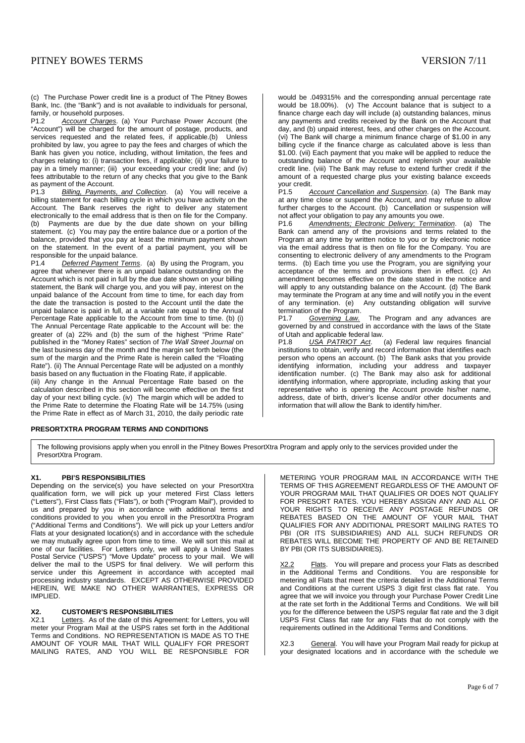(c) The Purchase Power credit line is a product of The Pitney Bowes Bank, Inc. (the "Bank") and is not available to individuals for personal, family, or household purposes.

P1.2 *Account Charges*. (a) Your Purchase Power Account (the "Account") will be charged for the amount of postage, products, and services requested and the related fees, if applicable.(b) Unless prohibited by law, you agree to pay the fees and charges of which the Bank has given you notice, including, without limitation, the fees and charges relating to: (i) transaction fees, if applicable; (ii) your failure to pay in a timely manner; (iii) your exceeding your credit line; and (iv) fees attributable to the return of any checks that you give to the Bank as payment of the Account.

P1.3 *Billing, Payments, and Collection*. (a) You will receive a billing statement for each billing cycle in which you have activity on the Account. The Bank reserves the right to deliver any statement electronically to the email address that is then on file for the Company. (b) Payments are due by the due date shown on your billing statement. (c) You may pay the entire balance due or a portion of the balance, provided that you pay at least the minimum payment shown on the statement. In the event of a partial payment, you will be responsible for the unpaid balance.

P1.4 *Deferred Payment Terms*. (a) By using the Program, you agree that whenever there is an unpaid balance outstanding on the Account which is not paid in full by the due date shown on your billing statement, the Bank will charge you, and you will pay, interest on the unpaid balance of the Account from time to time, for each day from the date the transaction is posted to the Account until the date the unpaid balance is paid in full, at a variable rate equal to the Annual Percentage Rate applicable to the Account from time to time. (b) (i) The Annual Percentage Rate applicable to the Account will be: the greater of (a) 22% and (b) the sum of the highest "Prime Rate" published in the "Money Rates" section of *The Wall Street Journal* on the last business day of the month and the margin set forth below (the sum of the margin and the Prime Rate is herein called the "Floating Rate"). (ii) The Annual Percentage Rate will be adjusted on a monthly basis based on any fluctuation in the Floating Rate, if applicable.

(iii) Any change in the Annual Percentage Rate based on the calculation described in this section will become effective on the first day of your next billing cycle. (iv) The margin which will be added to the Prime Rate to determine the Floating Rate will be 14.75% (using the Prime Rate in effect as of March 31, 2010, the daily periodic rate would be .049315% and the corresponding annual percentage rate would be 18.00%). (v) The Account balance that is subject to a finance charge each day will include (a) outstanding balances, minus any payments and credits received by the Bank on the Account that day, and (b) unpaid interest, fees, and other charges on the Account. (vi) The Bank will charge a minimum finance charge of $1.00 in any billing cycle if the finance charge as calculated above is less than $1.00. (vii) Each payment that you make will be applied to reduce the outstanding balance of the Account and replenish your available credit line. (viii) The Bank may refuse to extend further credit if the amount of a requested charge plus your existing balance exceeds your credit.

P1.5 *Account Cancellation and Suspension*. (a) The Bank may at any time close or suspend the Account, and may refuse to allow further charges to the Account. (b) Cancellation or suspension will not affect your obligation to pay any amounts you owe.

P1.6 *Amendments; Electronic Delivery; Termination*. (a) The Bank can amend any of the provisions and terms related to the Program at any time by written notice to you or by electronic notice via the email address that is then on file for the Company. You are consenting to electronic delivery of any amendments to the Program terms. (b) Each time you use the Program, you are signifying your acceptance of the terms and provisions then in effect. (c) An amendment becomes effective on the date stated in the notice and will apply to any outstanding balance on the Account. (d) The Bank may terminate the Program at any time and will notify you in the event of any termination. (e) Any outstanding obligation will survive termination of the Program.

P1.7 *Governing Law*. The Program and any advances are governed by and construed in accordance with the laws of the State of Utah and applicable federal law.

P1.8 *USA PATRIOT Act*. (a) Federal law requires financial institutions to obtain, verify and record information that identifies each person who opens an account. (b) The Bank asks that you provide identifying information, including your address and taxpayer identification number. (c) The Bank may also ask for additional identifying information, where appropriate, including asking that your representative who is opening the Account provide his/her name, address, date of birth, driver's license and/or other documents and information that will allow the Bank to identify him/her.

## PRESORTXTRA PROGRAM TERMS AND CONDITIONS

The following provisions apply when you enroll in the Pitney Bowes PresortXtra Program and apply only to the services provided under the PresortXtra Program.

### X1. PBI'S RESPONSIBILITIES

Depending on the service(s) you have selected on your PresortXtra qualification form, we will pick up your metered First Class letters ("Letters"), First Class flats ("Flats"), or both ("Program Mail"), provided to us and prepared by you in accordance with additional terms and conditions provided to you when you enroll in the PresortXtra Program ("Additional Terms and Conditions"). We will pick up your Letters and/or Flats at your designated location(s) and in accordance with the schedule we may mutually agree upon from time to time. We will sort this mail at one of our facilities. For Letters only, we will apply a United States Postal Service ("USPS") "Move Update" process to your mail. We will deliver the mail to the USPS for final delivery. We will perform this service under this Agreement in accordance with accepted mail processing industry standards. EXCEPT AS OTHERWISE PROVIDED HEREIN, WE MAKE NO OTHER WARRANTIES, EXPRESS OR IMPLIED.

### X2. CUSTOMER'S RESPONSIBILITIES

X2.1 Letters. As of the date of this Agreement: for Letters, you will meter your Program Mail at the USPS rates set forth in the Additional Terms and Conditions. NO REPRESENTATION IS MADE AS TO THE AMOUNT OF YOUR MAIL THAT WILL QUALIFY FOR PRESORT MAILING RATES, AND YOU WILL BE RESPONSIBLE FOR METERING YOUR PROGRAM MAIL IN ACCORDANCE WITH THE TERMS OF THIS AGREEMENT REGARDLESS OF THE AMOUNT OF YOUR PROGRAM MAIL THAT QUALIFIES OR DOES NOT QUALIFY FOR PRESORT RATES. YOU HEREBY ASSIGN ANY AND ALL OF YOUR RIGHTS TO RECEIVE ANY POSTAGE REFUNDS OR REBATES BASED ON THE AMOUNT OF YOUR MAIL THAT QUALIFIES FOR ANY ADDITIONAL PRESORT MAILING RATES TO PBI (OR ITS SUBSIDIARIES) AND ALL SUCH REFUNDS OR REBATES WILL BECOME THE PROPERTY OF AND BE RETAINED BY PBI (OR ITS SUBSIDIARIES).

X2.2 Flats. You will prepare and process your Flats as described in the Additional Terms and Conditions. You are responsible for metering all Flats that meet the criteria detailed in the Additional Terms and Conditions at the current USPS 3 digit first class flat rate. You agree that we will invoice you through your Purchase Power Credit Line at the rate set forth in the Additional Terms and Conditions. We will bill you for the difference between the USPS regular flat rate and the 3 digit USPS First Class flat rate for any Flats that do not comply with the requirements outlined in the Additional Terms and Conditions.

X2.3 General. You will have your Program Mail ready for pickup at your designated locations and in accordance with the schedule we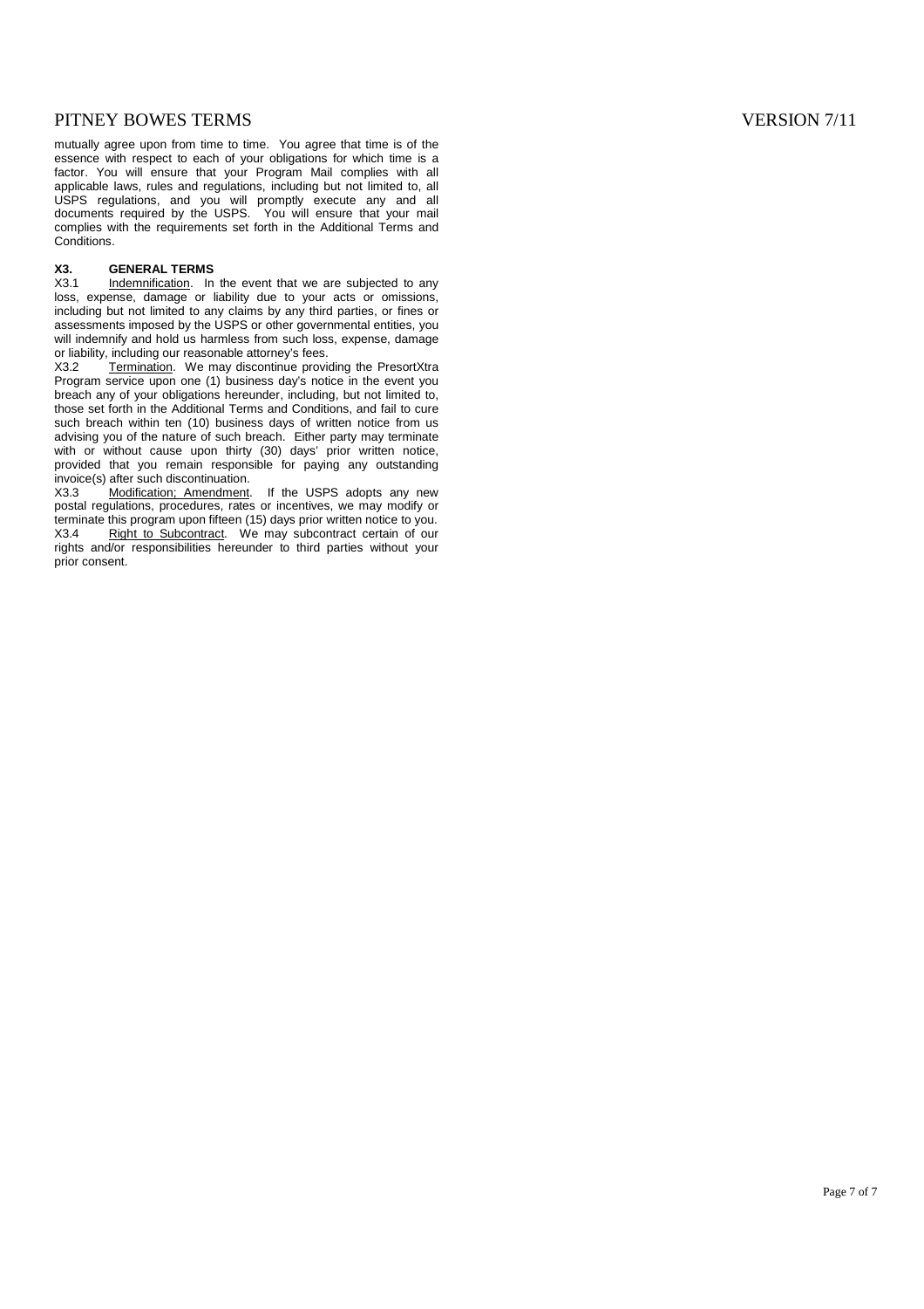mutually agree upon from time to time. You agree that time is of the essence with respect to each of your obligations for which time is a factor. You will ensure that your Program Mail complies with all applicable laws, rules and regulations, including but not limited to, all USPS regulations, and you will promptly execute any and all documents required by the USPS. You will ensure that your mail complies with the requirements set forth in the Additional Terms and Conditions.

**X3. GENERAL TERMS**

X3.1 Indemnification. In the event that we are subjected to any loss, expense, damage or liability due to your acts or omissions, including but not limited to any claims by any third parties, or fines or assessments imposed by the USPS or other governmental entities, you will indemnify and hold us harmless from such loss, expense, damage or liability, including our reasonable attorney's fees.

X3.2 Termination. We may discontinue providing the PresortXtra Program service upon one (1) business day's notice in the event you breach any of your obligations hereunder, including, but not limited to, those set forth in the Additional Terms and Conditions, and fail to cure such breach within ten (10) business days of written notice from us advising you of the nature of such breach. Either party may terminate with or without cause upon thirty (30) days' prior written notice, provided that you remain responsible for paying any outstanding invoice(s) after such discontinuation.

X3.3 Modification; Amendment. If the USPS adopts any new postal regulations, procedures, rates or incentives, we may modify or terminate this program upon fifteen (15) days prior written notice to you.

X3.4 Right to Subcontract. We may subcontract certain of our rights and/or responsibilities hereunder to third parties without your prior consent.